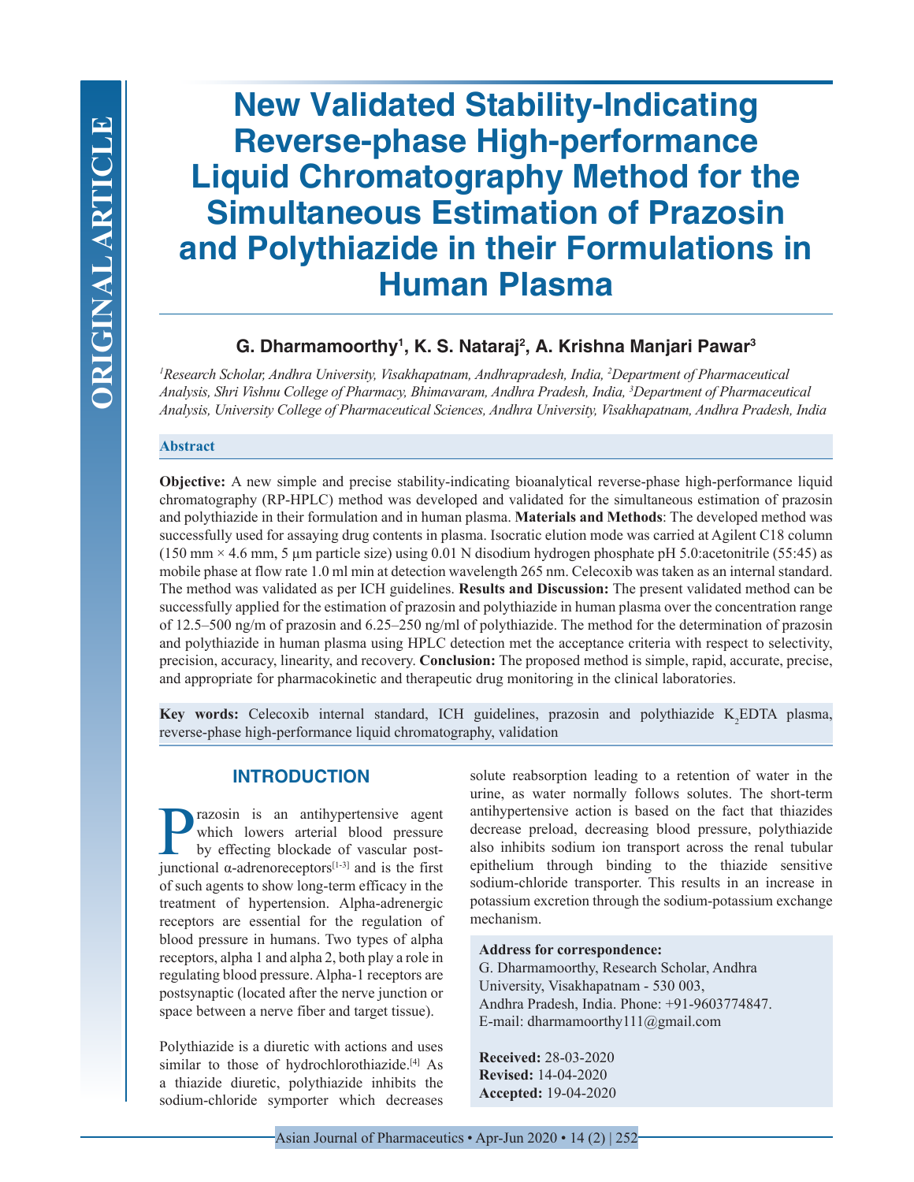ORIGINAL ARTICLE

# New Validated Stability-Indicating Reverse-phase High-performance Liquid Chromatography Method for the Simultaneous Estimation of Prazosin and Polythiazide in their Formulations in Human Plasma

**G. Dharmamoorthy[1], K. S. Nataraj[2], A. Krishna Manjari Pawar[3]**

*[1]Research Scholar, Andhra University, Visakhapatnam, Andhrapradesh, India, [2]Department of Pharmaceutical Analysis, Shri Vishnu College of Pharmacy, Bhimavaram, Andhra Pradesh, India, [3]Department of Pharmaceutical Analysis, University College of Pharmaceutical Sciences, Andhra University, Visakhapatnam, Andhra Pradesh, India*

## Abstract

**Objective:** A new simple and precise stability-indicating bioanalytical reverse-phase high-performance liquid chromatography (RP-HPLC) method was developed and validated for the simultaneous estimation of prazosin and polythiazide in their formulation and in human plasma. **Materials and Methods**: The developed method was successfully used for assaying drug contents in plasma. Isocratic elution mode was carried at Agilent C18 column (150 mm × 4.6 mm, 5 µm particle size) using 0.01 N disodium hydrogen phosphate pH 5.0:acetonitrile (55:45) as mobile phase at flow rate 1.0 ml min at detection wavelength 265 nm. Celecoxib was taken as an internal standard. The method was validated as per ICH guidelines. **Results and Discussion:** The present validated method can be successfully applied for the estimation of prazosin and polythiazide in human plasma over the concentration range of 12.5–500 ng/m of prazosin and 6.25–250 ng/ml of polythiazide. The method for the determination of prazosin and polythiazide in human plasma using HPLC detection met the acceptance criteria with respect to selectivity, precision, accuracy, linearity, and recovery. **Conclusion:** The proposed method is simple, rapid, accurate, precise, and appropriate for pharmacokinetic and therapeutic drug monitoring in the clinical laboratories.

**Key words:** Celecoxib internal standard, ICH guidelines, prazosin and polythiazide $K_2EDTA$ plasma, reverse-phase high-performance liquid chromatography, validation

## INTRODUCTION

Prazosin is an antihypertensive agent which lowers arterial blood pressure by effecting blockade of vascular post-junctional α-adrenoreceptors[1-3] and is the first of such agents to show long-term efficacy in the treatment of hypertension. Alpha-adrenergic receptors are essential for the regulation of blood pressure in humans. Two types of alpha receptors, alpha 1 and alpha 2, both play a role in regulating blood pressure. Alpha-1 receptors are postsynaptic (located after the nerve junction or space between a nerve fiber and target tissue).

Polythiazide is a diuretic with actions and uses similar to those of hydrochlorothiazide.[4] As a thiazide diuretic, polythiazide inhibits the sodium-chloride symporter which decreases solute reabsorption leading to a retention of water in the urine, as water normally follows solutes. The short-term antihypertensive action is based on the fact that thiazides decrease preload, decreasing blood pressure, polythiazide also inhibits sodium ion transport across the renal tubular epithelium through binding to the thiazide sensitive sodium-chloride transporter. This results in an increase in potassium excretion through the sodium-potassium exchange mechanism.

**Address for correspondence:**
G. Dharmamoorthy, Research Scholar, Andhra University, Visakhapatnam - 530 003, Andhra Pradesh, India. Phone: +91-9603774847. E-mail: dharmamoorthy111@gmail.com

**Received:** 28-03-2020
**Revised:** 14-04-2020
**Accepted:** 19-04-2020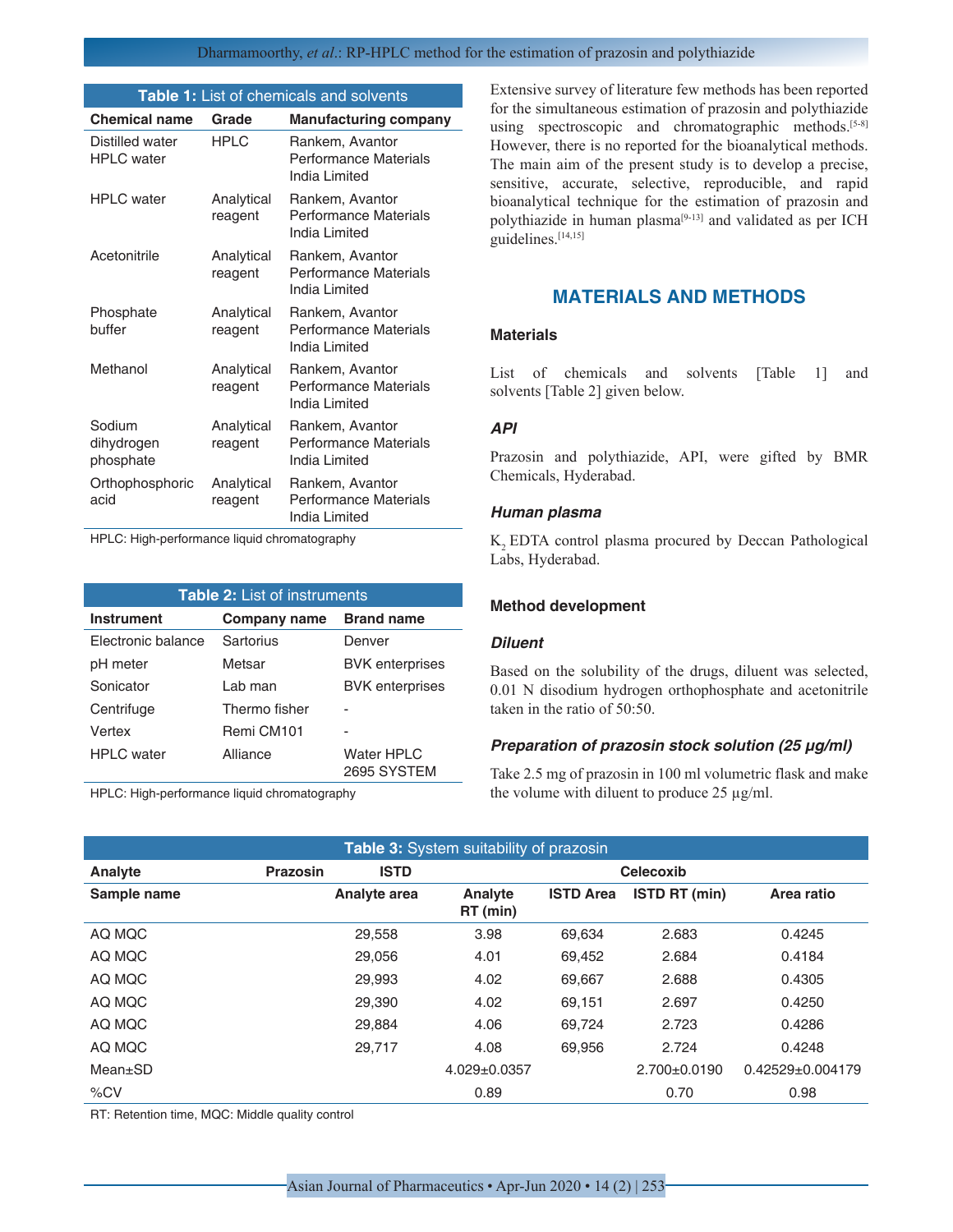**Table 1:** List of chemicals and solvents

| Chemical name | Grade | Manufacturing company |
|---|---|---|
| Distilled water HPLC water | HPLC | Rankem, Avantor Performance Materials India Limited |
| HPLC water | Analytical reagent | Rankem, Avantor Performance Materials India Limited |
| Acetonitrile | Analytical reagent | Rankem, Avantor Performance Materials India Limited |
| Phosphate buffer | Analytical reagent | Rankem, Avantor Performance Materials India Limited |
| Methanol | Analytical reagent | Rankem, Avantor Performance Materials India Limited |
| Sodium dihydrogen phosphate | Analytical reagent | Rankem, Avantor Performance Materials India Limited |
| Orthophosphoric acid | Analytical reagent | Rankem, Avantor Performance Materials India Limited |

HPLC: High-performance liquid chromatography

**Table 2:** List of instruments

| Instrument | Company name | Brand name |
|---|---|---|
| Electronic balance | Sartorius | Denver |
| pH meter | Metsar | BVK enterprises |
| Sonicator | Lab man | BVK enterprises |
| Centrifuge | Thermo fisher | - |
| Vertex | Remi CM101 | - |
| HPLC water | Alliance | Water HPLC 2695 SYSTEM |

HPLC: High-performance liquid chromatography

Extensive survey of literature few methods has been reported for the simultaneous estimation of prazosin and polythiazide using spectroscopic and chromatographic methods.[5-8] However, there is no reported for the bioanalytical methods. The main aim of the present study is to develop a precise, sensitive, accurate, selective, reproducible, and rapid bioanalytical technique for the estimation of prazosin and polythiazide in human plasma[9-13] and validated as per ICH guidelines.[14,15]

## MATERIALS AND METHODS

### Materials

List of chemicals and solvents [Table 1] and solvents [Table 2] given below.

#### *API*

Prazosin and polythiazide, API, were gifted by BMR Chemicals, Hyderabad.

#### *Human plasma*

$K_2$ EDTA control plasma procured by Deccan Pathological Labs, Hyderabad.

### Method development

#### *Diluent*

Based on the solubility of the drugs, diluent was selected, 0.01 N disodium hydrogen orthophosphate and acetonitrile taken in the ratio of 50:50.

#### *Preparation of prazosin stock solution (25 µg/ml)*

Take 2.5 mg of prazosin in 100 ml volumetric flask and make the volume with diluent to produce 25 µg/ml.

**Table 3:** System suitability of prazosin

| Analyte | Prazosin | ISTD | | Celecoxib | |
|---|---|---|---|---|---|
| Sample name | Analyte area | Analyte RT (min) | ISTD Area | ISTD RT (min) | Area ratio |
| AQ MQC | 29,558 | 3.98 | 69,634 | 2.683 | 0.4245 |
| AQ MQC | 29,056 | 4.01 | 69,452 | 2.684 | 0.4184 |
| AQ MQC | 29,993 | 4.02 | 69,667 | 2.688 | 0.4305 |
| AQ MQC | 29,390 | 4.02 | 69,151 | 2.697 | 0.4250 |
| AQ MQC | 29,884 | 4.06 | 69,724 | 2.723 | 0.4286 |
| AQ MQC | 29,717 | 4.08 | 69,956 | 2.724 | 0.4248 |
| Mean±SD | | 4.029±0.0357 | | 2.700±0.0190 | 0.42529±0.004179 |
| %CV | | 0.89 | | 0.70 | 0.98 |

RT: Retention time, MQC: Middle quality control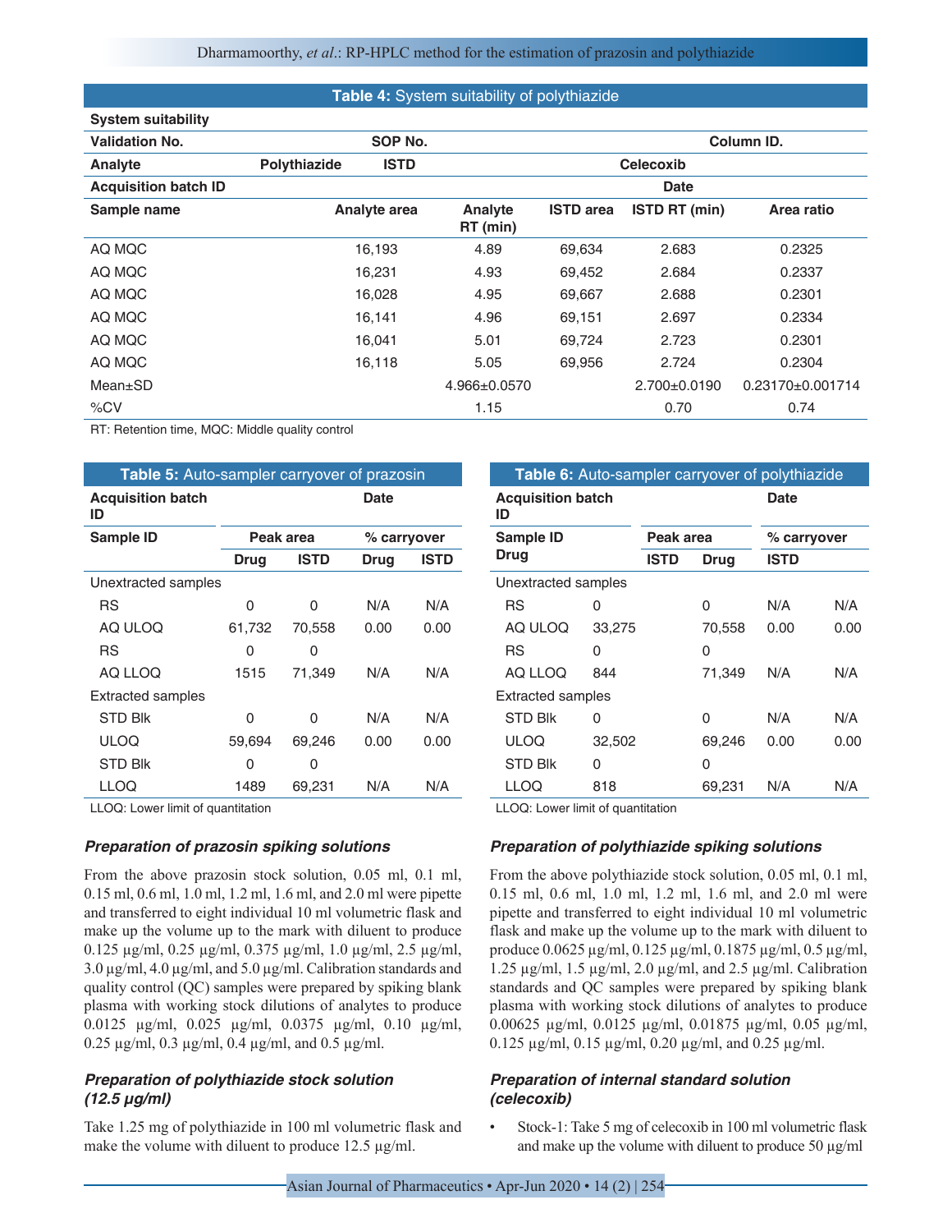**Table 4:** System suitability of polythiazide

| System suitability | | | | | |
|---|---|---|---|---|---|
| Validation No. | | SOP No. | | Column ID. | |
| Analyte | Polythiazide | ISTD | | Celecoxib | |
| Acquisition batch ID | | | | Date | |
| Sample name | Analyte area | Analyte RT (min) | ISTD area | ISTD RT (min) | Area ratio |
| AQ MQC | 16,193 | 4.89 | 69,634 | 2.683 | 0.2325 |
| AQ MQC | 16,231 | 4.93 | 69,452 | 2.684 | 0.2337 |
| AQ MQC | 16,028 | 4.95 | 69,667 | 2.688 | 0.2301 |
| AQ MQC | 16,141 | 4.96 | 69,151 | 2.697 | 0.2334 |
| AQ MQC | 16,041 | 5.01 | 69,724 | 2.723 | 0.2301 |
| AQ MQC | 16,118 | 5.05 | 69,956 | 2.724 | 0.2304 |
| Mean±SD | | 4.966±0.0570 | | 2.700±0.0190 | 0.23170±0.001714 |
| %CV | | 1.15 | | 0.70 | 0.74 |

RT: Retention time, MQC: Middle quality control

**Table 5:** Auto-sampler carryover of prazosin

| Acquisition batch ID | | | Date | |
|---|---|---|---|---|
| Sample ID | Peak area | | % carryover | |
| | Drug | ISTD | Drug | ISTD |
| Unextracted samples | | | | |
| RS | 0 | 0 | N/A | N/A |
| AQ ULOQ | 61,732 | 70,558 | 0.00 | 0.00 |
| RS | 0 | 0 | | |
| AQ LLOQ | 1515 | 71,349 | N/A | N/A |
| Extracted samples | | | | |
| STD Blk | 0 | 0 | N/A | N/A |
| ULOQ | 59,694 | 69,246 | 0.00 | 0.00 |
| STD Blk | 0 | 0 | | |
| LLOQ | 1489 | 69,231 | N/A | N/A |

LLOQ: Lower limit of quantitation

**Table 6:** Auto-sampler carryover of polythiazide

| Acquisition batch ID | | | Date | |
|---|---|---|---|---|
| Sample ID | Peak area | | % carryover | |
| Drug | ISTD | Drug | ISTD | |
| Unextracted samples | | | | |
| RS | 0 | 0 | N/A | N/A |
| AQ ULOQ | 33,275 | 70,558 | 0.00 | 0.00 |
| RS | 0 | 0 | | |
| AQ LLOQ | 844 | 71,349 | N/A | N/A |
| Extracted samples | | | | |
| STD Blk | 0 | 0 | N/A | N/A |
| ULOQ | 32,502 | 69,246 | 0.00 | 0.00 |
| STD Blk | 0 | 0 | | |
| LLOQ | 818 | 69,231 | N/A | N/A |

LLOQ: Lower limit of quantitation

### *Preparation of prazosin spiking solutions*

From the above prazosin stock solution, 0.05 ml, 0.1 ml, 0.15 ml, 0.6 ml, 1.0 ml, 1.2 ml, 1.6 ml, and 2.0 ml were pipette and transferred to eight individual 10 ml volumetric flask and make up the volume up to the mark with diluent to produce 0.125 µg/ml, 0.25 µg/ml, 0.375 µg/ml, 1.0 µg/ml, 2.5 µg/ml, 3.0 µg/ml, 4.0 µg/ml, and 5.0 µg/ml. Calibration standards and quality control (QC) samples were prepared by spiking blank plasma with working stock dilutions of analytes to produce 0.0125 µg/ml, 0.025 µg/ml, 0.0375 µg/ml, 0.10 µg/ml, 0.25 µg/ml, 0.3 µg/ml, 0.4 µg/ml, and 0.5 µg/ml.

### *Preparation of polythiazide stock solution (12.5 µg/ml)*

Take 1.25 mg of polythiazide in 100 ml volumetric flask and make the volume with diluent to produce 12.5 µg/ml.

### *Preparation of polythiazide spiking solutions*

From the above polythiazide stock solution, 0.05 ml, 0.1 ml, 0.15 ml, 0.6 ml, 1.0 ml, 1.2 ml, 1.6 ml, and 2.0 ml were pipette and transferred to eight individual 10 ml volumetric flask and make up the volume up to the mark with diluent to produce 0.0625 µg/ml, 0.125 µg/ml, 0.1875 µg/ml, 0.5 µg/ml, 1.25 µg/ml, 1.5 µg/ml, 2.0 µg/ml, and 2.5 µg/ml. Calibration standards and QC samples were prepared by spiking blank plasma with working stock dilutions of analytes to produce 0.00625 µg/ml, 0.0125 µg/ml, 0.01875 µg/ml, 0.05 µg/ml, 0.125 µg/ml, 0.15 µg/ml, 0.20 µg/ml, and 0.25 µg/ml.

### *Preparation of internal standard solution (celecoxib)*

- Stock-1: Take 5 mg of celecoxib in 100 ml volumetric flask and make up the volume with diluent to produce 50 µg/ml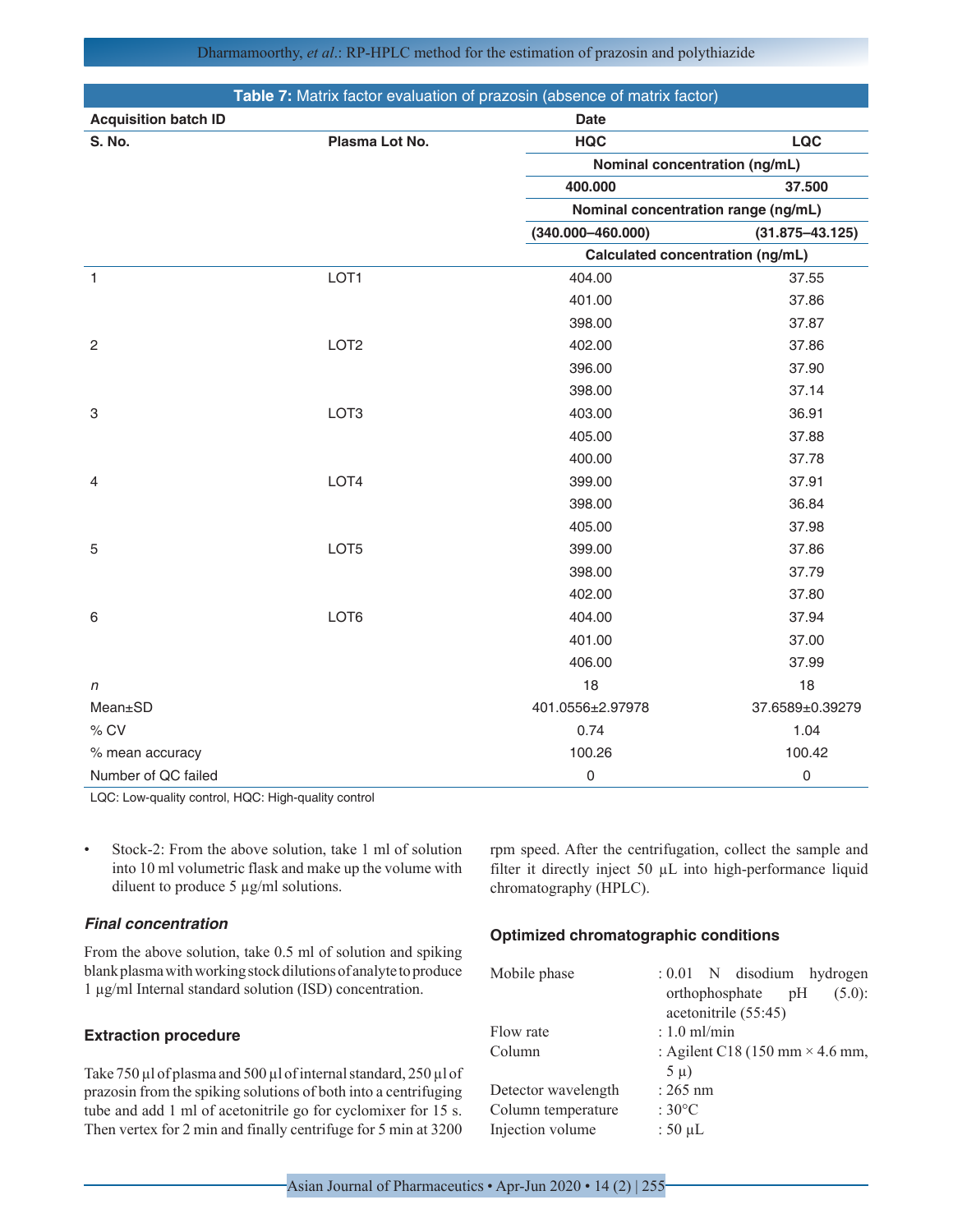**Table 7:** Matrix factor evaluation of prazosin (absence of matrix factor)

| Acquisition batch ID | | Date | |
|---|---|---|---|
| S. No. | Plasma Lot No. | HQC | LQC |
| | | Nominal concentration (ng/mL) | |
| | | 400.000 | 37.500 |
| | | Nominal concentration range (ng/mL) | |
| | | (340.000–460.000) | (31.875–43.125) |
| | | Calculated concentration (ng/mL) | |
| 1 | LOT1 | 404.00 | 37.55 |
| | | 401.00 | 37.86 |
| | | 398.00 | 37.87 |
| 2 | LOT2 | 402.00 | 37.86 |
| | | 396.00 | 37.90 |
| | | 398.00 | 37.14 |
| 3 | LOT3 | 403.00 | 36.91 |
| | | 405.00 | 37.88 |
| | | 400.00 | 37.78 |
| 4 | LOT4 | 399.00 | 37.91 |
| | | 398.00 | 36.84 |
| | | 405.00 | 37.98 |
| 5 | LOT5 | 399.00 | 37.86 |
| | | 398.00 | 37.79 |
| | | 402.00 | 37.80 |
| 6 | LOT6 | 404.00 | 37.94 |
| | | 401.00 | 37.00 |
| | | 406.00 | 37.99 |
| *n* | | 18 | 18 |
| Mean±SD | | 401.0556±2.97978 | 37.6589±0.39279 |
| % CV | | 0.74 | 1.04 |
| % mean accuracy | | 100.26 | 100.42 |
| Number of QC failed | | 0 | 0 |

LQC: Low-quality control, HQC: High-quality control

- Stock-2: From the above solution, take 1 ml of solution into 10 ml volumetric flask and make up the volume with diluent to produce 5 µg/ml solutions.

### *Final concentration*

From the above solution, take 0.5 ml of solution and spiking blank plasma with working stock dilutions of analyte to produce 1 µg/ml Internal standard solution (ISD) concentration.

### Extraction procedure

Take 750 µl of plasma and 500 µl of internal standard, 250 µl of prazosin from the spiking solutions of both into a centrifuging tube and add 1 ml of acetonitrile go for cyclomixer for 15 s. Then vertex for 2 min and finally centrifuge for 5 min at 3200 rpm speed. After the centrifugation, collect the sample and filter it directly inject 50 µL into high-performance liquid chromatography (HPLC).

### Optimized chromatographic conditions

| | |
|---|---|
| Mobile phase | : 0.01 N disodium hydrogen orthophosphate pH (5.0): acetonitrile (55:45) |
| Flow rate | : 1.0 ml/min |
| Column | : Agilent C18 (150 mm × 4.6 mm, 5 µ) |
| Detector wavelength | : 265 nm |
| Column temperature | : 30°C |
| Injection volume | : 50 µL |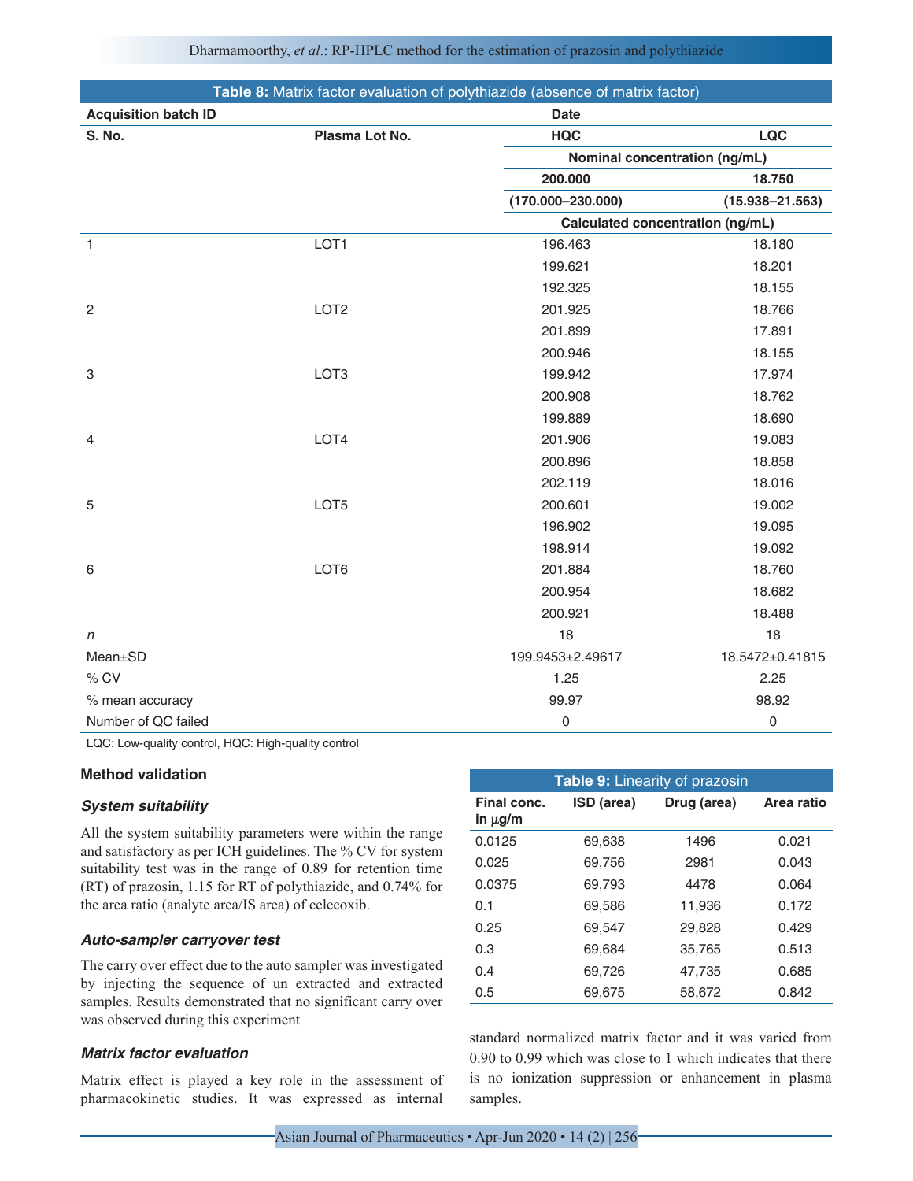**Table 8:** Matrix factor evaluation of polythiazide (absence of matrix factor)

| Acquisition batch ID | | Date | |
|---|---|---|---|
| S. No. | Plasma Lot No. | HQC | LQC |
| | | Nominal concentration (ng/mL) | |
| | | 200.000 | 18.750 |
| | | (170.000–230.000) | (15.938–21.563) |
| | | Calculated concentration (ng/mL) | |
| 1 | LOT1 | 196.463 | 18.180 |
| | | 199.621 | 18.201 |
| | | 192.325 | 18.155 |
| 2 | LOT2 | 201.925 | 18.766 |
| | | 201.899 | 17.891 |
| | | 200.946 | 18.155 |
| 3 | LOT3 | 199.942 | 17.974 |
| | | 200.908 | 18.762 |
| | | 199.889 | 18.690 |
| 4 | LOT4 | 201.906 | 19.083 |
| | | 200.896 | 18.858 |
| | | 202.119 | 18.016 |
| 5 | LOT5 | 200.601 | 19.002 |
| | | 196.902 | 19.095 |
| | | 198.914 | 19.092 |
| 6 | LOT6 | 201.884 | 18.760 |
| | | 200.954 | 18.682 |
| | | 200.921 | 18.488 |
| *n* | | 18 | 18 |
| Mean±SD | | 199.9453±2.49617 | 18.5472±0.41815 |
| % CV | | 1.25 | 2.25 |
| % mean accuracy | | 99.97 | 98.92 |
| Number of QC failed | | 0 | 0 |

LQC: Low-quality control, HQC: High-quality control

### Method validation

#### *System suitability*

All the system suitability parameters were within the range and satisfactory as per ICH guidelines. The % CV for system suitability test was in the range of 0.89 for retention time (RT) of prazosin, 1.15 for RT of polythiazide, and 0.74% for the area ratio (analyte area/IS area) of celecoxib.

#### *Auto-sampler carryover test*

The carry over effect due to the auto sampler was investigated by injecting the sequence of un extracted and extracted samples. Results demonstrated that no significant carry over was observed during this experiment

#### *Matrix factor evaluation*

Matrix effect is played a key role in the assessment of pharmacokinetic studies. It was expressed as internal standard normalized matrix factor and it was varied from 0.90 to 0.99 which was close to 1 which indicates that there is no ionization suppression or enhancement in plasma samples.

**Table 9:** Linearity of prazosin

| Final conc. in μg/m | ISD (area) | Drug (area) | Area ratio |
|---|---|---|---|
| 0.0125 | 69,638 | 1496 | 0.021 |
| 0.025 | 69,756 | 2981 | 0.043 |
| 0.0375 | 69,793 | 4478 | 0.064 |
| 0.1 | 69,586 | 11,936 | 0.172 |
| 0.25 | 69,547 | 29,828 | 0.429 |
| 0.3 | 69,684 | 35,765 | 0.513 |
| 0.4 | 69,726 | 47,735 | 0.685 |
| 0.5 | 69,675 | 58,672 | 0.842 |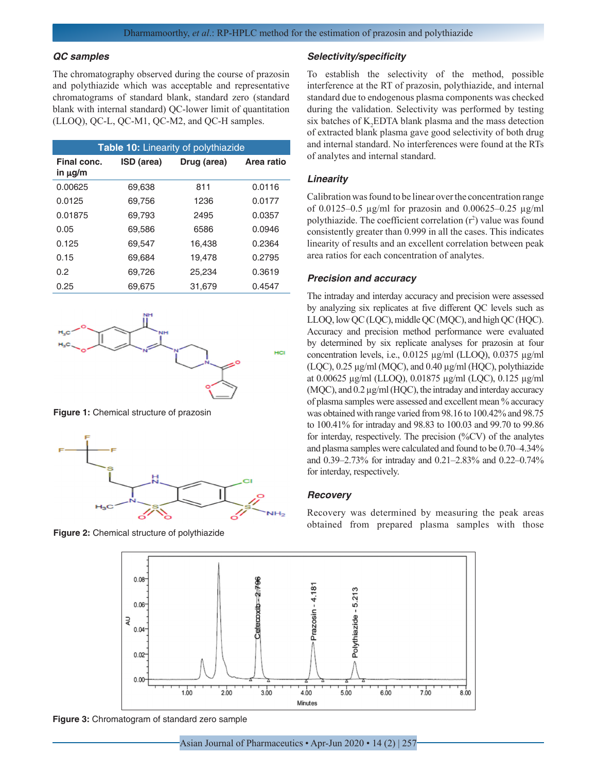### QC samples

The chromatography observed during the course of prazosin and polythiazide which was acceptable and representative chromatograms of standard blank, standard zero (standard blank with internal standard) QC-lower limit of quantitation (LLOQ), QC-L, QC-M1, QC-M2, and QC-H samples.

**Table 10:** Linearity of polythiazide

| Final conc. in µg/m | ISD (area) | Drug (area) | Area ratio |
|---|---|---|---|
| 0.00625 | 69,638 | 811 | 0.0116 |
| 0.0125 | 69,756 | 1236 | 0.0177 |
| 0.01875 | 69,793 | 2495 | 0.0357 |
| 0.05 | 69,586 | 6586 | 0.0946 |
| 0.125 | 69,547 | 16,438 | 0.2364 |
| 0.15 | 69,684 | 19,478 | 0.2795 |
| 0.2 | 69,726 | 25,234 | 0.3619 |
| 0.25 | 69,675 | 31,679 | 0.4547 |

**Figure 1:** Chemical structure of prazosin

**Figure 2:** Chemical structure of polythiazide

### Selectivity/specificity

To establish the selectivity of the method, possible interference at the RT of prazosin, polythiazide, and internal standard due to endogenous plasma components was checked during the validation. Selectivity was performed by testing six batches of $K_2$EDTA blank plasma and the mass detection of extracted blank plasma gave good selectivity of both drug and internal standard. No interferences were found at the RTs of analytes and internal standard.

### Linearity

Calibration was found to be linear over the concentration range of 0.0125–0.5 µg/ml for prazosin and 0.00625–0.25 µg/ml polythiazide. The coefficient correlation ($r^2$) value was found consistently greater than 0.999 in all the cases. This indicates linearity of results and an excellent correlation between peak area ratios for each concentration of analytes.

### Precision and accuracy

The intraday and interday accuracy and precision were assessed by analyzing six replicates at five different QC levels such as LLOQ, low QC (LQC), middle QC (MQC), and high QC (HQC). Accuracy and precision method performance were evaluated by determined by six replicate analyses for prazosin at four concentration levels, i.e., 0.0125 µg/ml (LLOQ), 0.0375 µg/ml (LQC), 0.25 µg/ml (MQC), and 0.40 µg/ml (HQC), polythiazide at 0.00625 µg/ml (LLOQ), 0.01875 µg/ml (LQC), 0.125 µg/ml (MQC), and 0.2 µg/ml (HQC), the intraday and interday accuracy of plasma samples were assessed and excellent mean % accuracy was obtained with range varied from 98.16 to 100.42% and 98.75 to 100.41% for intraday and 98.83 to 100.03 and 99.70 to 99.86 for interday, respectively. The precision (%CV) of the analytes and plasma samples were calculated and found to be 0.70–4.34% and 0.39–2.73% for intraday and 0.21–2.83% and 0.22–0.74% for interday, respectively.

### Recovery

Recovery was determined by measuring the peak areas obtained from prepared plasma samples with those

**Figure 3:** Chromatogram of standard zero sample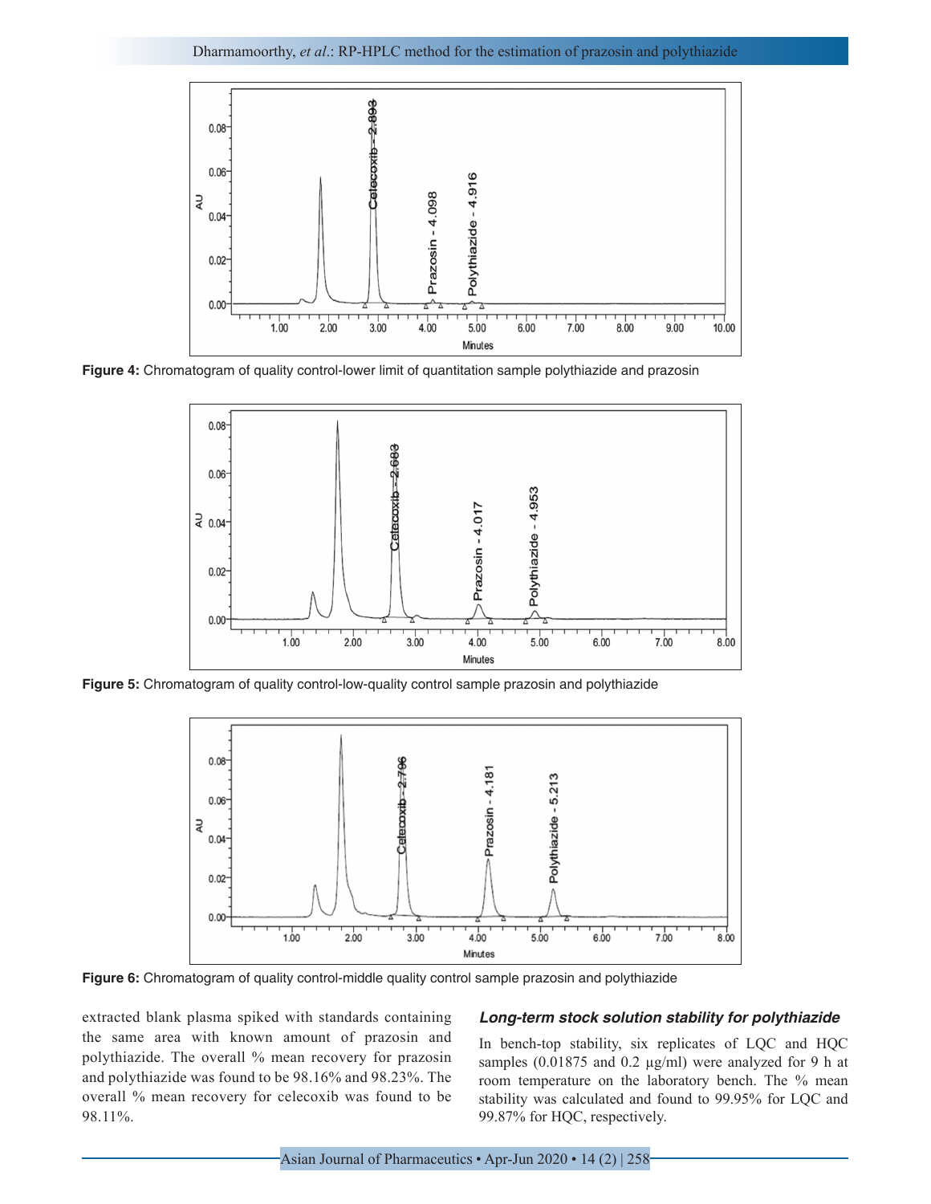Figure 4: Chromatogram of quality control-lower limit of quantitation sample polythiazide and prazosin

Figure 5: Chromatogram of quality control-low-quality control sample prazosin and polythiazide

Figure 6: Chromatogram of quality control-middle quality control sample prazosin and polythiazide

extracted blank plasma spiked with standards containing the same area with known amount of prazosin and polythiazide. The overall % mean recovery for prazosin and polythiazide was found to be 98.16% and 98.23%. The overall % mean recovery for celecoxib was found to be 98.11%.

### *Long-term stock solution stability for polythiazide*

In bench-top stability, six replicates of LQC and HQC samples (0.01875 and 0.2 μg/ml) were analyzed for 9 h at room temperature on the laboratory bench. The % mean stability was calculated and found to 99.95% for LQC and 99.87% for HQC, respectively.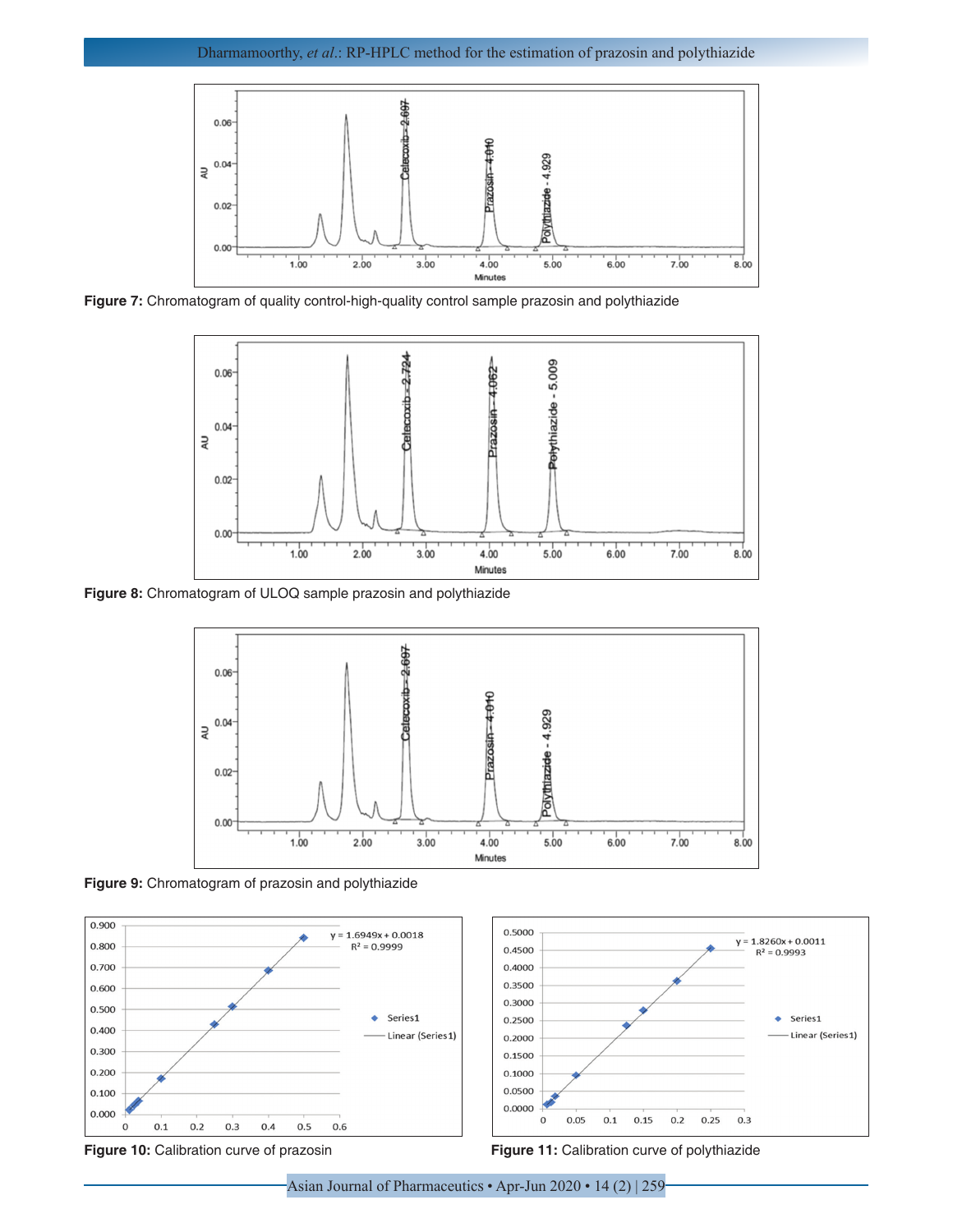**Figure 7:** Chromatogram of quality control-high-quality control sample prazosin and polythiazide

**Figure 8:** Chromatogram of ULOQ sample prazosin and polythiazide

**Figure 9:** Chromatogram of prazosin and polythiazide

**Figure 10:** Calibration curve of prazosin

**Figure 11:** Calibration curve of polythiazide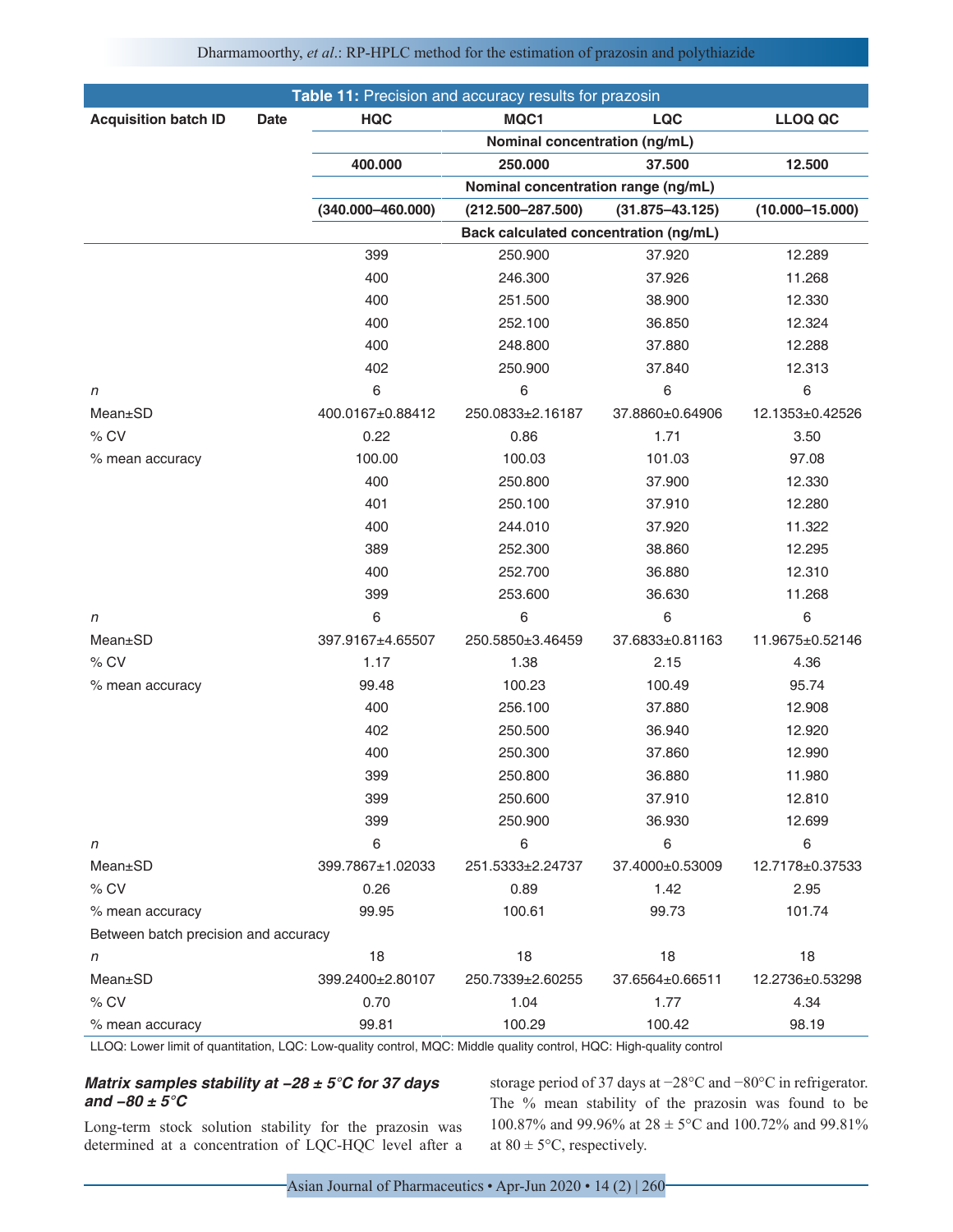**Table 11:** Precision and accuracy results for prazosin

| Acquisition batch ID | Date | HQC | MQC1 | LQC | LLOQ QC |
|---|---|---|---|---|---|
| | | Nominal concentration (ng/mL) | | | |
| | | 400.000 | 250.000 | 37.500 | 12.500 |
| | | Nominal concentration range (ng/mL) | | | |
| | | (340.000–460.000) | (212.500–287.500) | (31.875–43.125) | (10.000–15.000) |
| | | Back calculated concentration (ng/mL) | | | |
| | | 399 | 250.900 | 37.920 | 12.289 |
| | | 400 | 246.300 | 37.926 | 11.268 |
| | | 400 | 251.500 | 38.900 | 12.330 |
| | | 400 | 252.100 | 36.850 | 12.324 |
| | | 400 | 248.800 | 37.880 | 12.288 |
| | | 402 | 250.900 | 37.840 | 12.313 |
| *n* | | 6 | 6 | 6 | 6 |
| Mean±SD | | 400.0167±0.88412 | 250.0833±2.16187 | 37.8860±0.64906 | 12.1353±0.42526 |
| % CV | | 0.22 | 0.86 | 1.71 | 3.50 |
| % mean accuracy | | 100.00 | 100.03 | 101.03 | 97.08 |
| | | 400 | 250.800 | 37.900 | 12.330 |
| | | 401 | 250.100 | 37.910 | 12.280 |
| | | 400 | 244.010 | 37.920 | 11.322 |
| | | 389 | 252.300 | 38.860 | 12.295 |
| | | 400 | 252.700 | 36.880 | 12.310 |
| | | 399 | 253.600 | 36.630 | 11.268 |
| *n* | | 6 | 6 | 6 | 6 |
| Mean±SD | | 397.9167±4.65507 | 250.5850±3.46459 | 37.6833±0.81163 | 11.9675±0.52146 |
| % CV | | 1.17 | 1.38 | 2.15 | 4.36 |
| % mean accuracy | | 99.48 | 100.23 | 100.49 | 95.74 |
| | | 400 | 256.100 | 37.880 | 12.908 |
| | | 402 | 250.500 | 36.940 | 12.920 |
| | | 400 | 250.300 | 37.860 | 12.990 |
| | | 399 | 250.800 | 36.880 | 11.980 |
| | | 399 | 250.600 | 37.910 | 12.810 |
| | | 399 | 250.900 | 36.930 | 12.699 |
| *n* | | 6 | 6 | 6 | 6 |
| Mean±SD | | 399.7867±1.02033 | 251.5333±2.24737 | 37.4000±0.53009 | 12.7178±0.37533 |
| % CV | | 0.26 | 0.89 | 1.42 | 2.95 |
| % mean accuracy | | 99.95 | 100.61 | 99.73 | 101.74 |
| Between batch precision and accuracy | | | | | |
| *n* | | 18 | 18 | 18 | 18 |
| Mean±SD | | 399.2400±2.80107 | 250.7339±2.60255 | 37.6564±0.66511 | 12.2736±0.53298 |
| % CV | | 0.70 | 1.04 | 1.77 | 4.34 |
| % mean accuracy | | 99.81 | 100.29 | 100.42 | 98.19 |

LLOQ: Lower limit of quantitation, LQC: Low-quality control, MQC: Middle quality control, HQC: High-quality control

### *Matrix samples stability at −28 ± 5°C for 37 days and −80 ± 5°C*

Long-term stock solution stability for the prazosin was determined at a concentration of LQC-HQC level after a storage period of 37 days at −28°C and −80°C in refrigerator. The % mean stability of the prazosin was found to be 100.87% and 99.96% at 28 ± 5°C and 100.72% and 99.81% at 80 ± 5°C, respectively.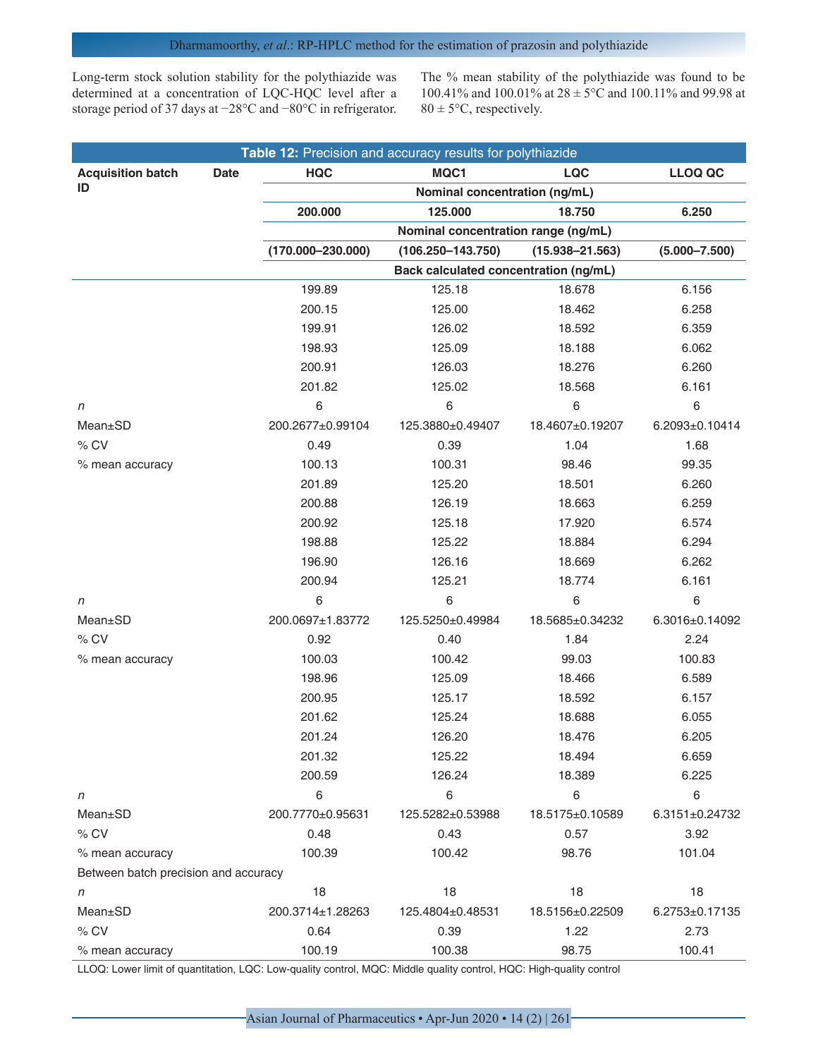Long-term stock solution stability for the polythiazide was determined at a concentration of LQC-HQC level after a storage period of 37 days at −28°C and −80°C in refrigerator. The % mean stability of the polythiazide was found to be 100.41% and 100.01% at 28 ± 5°C and 100.11% and 99.98 at 80 ± 5°C, respectively.

**Table 12:** Precision and accuracy results for polythiazide

| Acquisition batch ID | Date | HQC | MQC1 | LQC | LLOQ QC |
|---|---|---|---|---|---|
| | | Nominal concentration (ng/mL) | | | |
| | | 200.000 | 125.000 | 18.750 | 6.250 |
| | | Nominal concentration range (ng/mL) | | | |
| | | (170.000–230.000) | (106.250–143.750) | (15.938–21.563) | (5.000–7.500) |
| | | Back calculated concentration (ng/mL) | | | |
| | | 199.89 | 125.18 | 18.678 | 6.156 |
| | | 200.15 | 125.00 | 18.462 | 6.258 |
| | | 199.91 | 126.02 | 18.592 | 6.359 |
| | | 198.93 | 125.09 | 18.188 | 6.062 |
| | | 200.91 | 126.03 | 18.276 | 6.260 |
| | | 201.82 | 125.02 | 18.568 | 6.161 |
| *n* | | 6 | 6 | 6 | 6 |
| Mean±SD | | 200.2677±0.99104 | 125.3880±0.49407 | 18.4607±0.19207 | 6.2093±0.10414 |
| % CV | | 0.49 | 0.39 | 1.04 | 1.68 |
| % mean accuracy | | 100.13 | 100.31 | 98.46 | 99.35 |
| | | 201.89 | 125.20 | 18.501 | 6.260 |
| | | 200.88 | 126.19 | 18.663 | 6.259 |
| | | 200.92 | 125.18 | 17.920 | 6.574 |
| | | 198.88 | 125.22 | 18.884 | 6.294 |
| | | 196.90 | 126.16 | 18.669 | 6.262 |
| | | 200.94 | 125.21 | 18.774 | 6.161 |
| *n* | | 6 | 6 | 6 | 6 |
| Mean±SD | | 200.0697±1.83772 | 125.5250±0.49984 | 18.5685±0.34232 | 6.3016±0.14092 |
| % CV | | 0.92 | 0.40 | 1.84 | 2.24 |
| % mean accuracy | | 100.03 | 100.42 | 99.03 | 100.83 |
| | | 198.96 | 125.09 | 18.466 | 6.589 |
| | | 200.95 | 125.17 | 18.592 | 6.157 |
| | | 201.62 | 125.24 | 18.688 | 6.055 |
| | | 201.24 | 126.20 | 18.476 | 6.205 |
| | | 201.32 | 125.22 | 18.494 | 6.659 |
| | | 200.59 | 126.24 | 18.389 | 6.225 |
| *n* | | 6 | 6 | 6 | 6 |
| Mean±SD | | 200.7770±0.95631 | 125.5282±0.53988 | 18.5175±0.10589 | 6.3151±0.24732 |
| % CV | | 0.48 | 0.43 | 0.57 | 3.92 |
| % mean accuracy | | 100.39 | 100.42 | 98.76 | 101.04 |
| Between batch precision and accuracy | | | | | |
| *n* | | 18 | 18 | 18 | 18 |
| Mean±SD | | 200.3714±1.28263 | 125.4804±0.48531 | 18.5156±0.22509 | 6.2753±0.17135 |
| % CV | | 0.64 | 0.39 | 1.22 | 2.73 |
| % mean accuracy | | 100.19 | 100.38 | 98.75 | 100.41 |

LLOQ: Lower limit of quantitation, LQC: Low-quality control, MQC: Middle quality control, HQC: High-quality control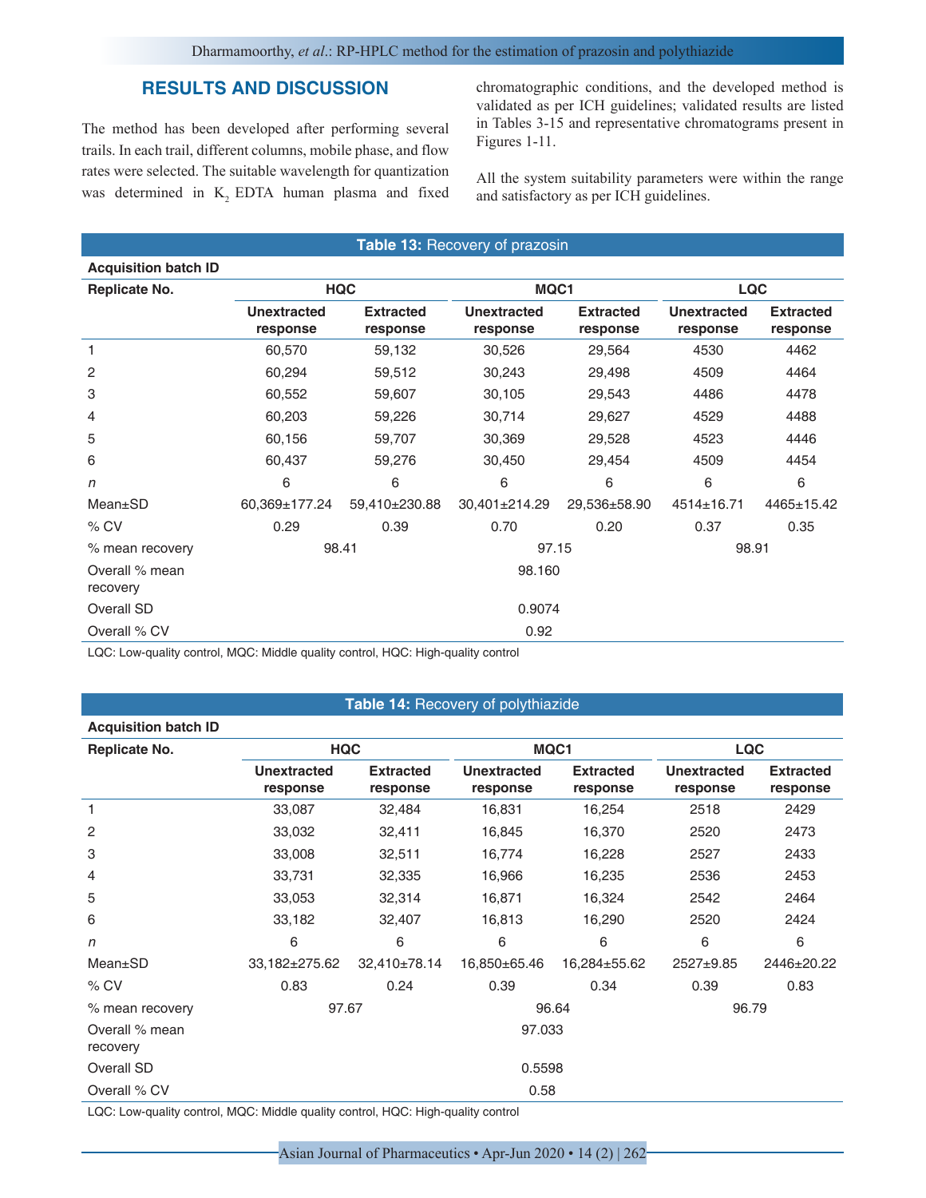## RESULTS AND DISCUSSION

The method has been developed after performing several trails. In each trail, different columns, mobile phase, and flow rates were selected. The suitable wavelength for quantization was determined in $K_2$ EDTA human plasma and fixed chromatographic conditions, and the developed method is validated as per ICH guidelines; validated results are listed in Tables 3-15 and representative chromatograms present in Figures 1-11.

All the system suitability parameters were within the range and satisfactory as per ICH guidelines.

**Table 13:** Recovery of prazosin

| Acquisition batch ID | | | | | | |
|---|---|---|---|---|---|---|
| **Replicate No.** | **HQC** | | **MQC1** | | **LQC** | |
| | **Unextracted response** | **Extracted response** | **Unextracted response** | **Extracted response** | **Unextracted response** | **Extracted response** |
| 1 | 60,570 | 59,132 | 30,526 | 29,564 | 4530 | 4462 |
| 2 | 60,294 | 59,512 | 30,243 | 29,498 | 4509 | 4464 |
| 3 | 60,552 | 59,607 | 30,105 | 29,543 | 4486 | 4478 |
| 4 | 60,203 | 59,226 | 30,714 | 29,627 | 4529 | 4488 |
| 5 | 60,156 | 59,707 | 30,369 | 29,528 | 4523 | 4446 |
| 6 | 60,437 | 59,276 | 30,450 | 29,454 | 4509 | 4454 |
| *n* | 6 | 6 | 6 | 6 | 6 | 6 |
| Mean±SD | 60,369±177.24 | 59,410±230.88 | 30,401±214.29 | 29,536±58.90 | 4514±16.71 | 4465±15.42 |
| % CV | 0.29 | 0.39 | 0.70 | 0.20 | 0.37 | 0.35 |
| % mean recovery | 98.41 | | 97.15 | | 98.91 | |
| Overall % mean recovery | 98.160 | | | | | |
| Overall SD | 0.9074 | | | | | |
| Overall % CV | 0.92 | | | | | |

LQC: Low-quality control, MQC: Middle quality control, HQC: High-quality control

**Table 14:** Recovery of polythiazide

| Acquisition batch ID | | | | | | |
|---|---|---|---|---|---|---|
| **Replicate No.** | **HQC** | | **MQC1** | | **LQC** | |
| | **Unextracted response** | **Extracted response** | **Unextracted response** | **Extracted response** | **Unextracted response** | **Extracted response** |
| 1 | 33,087 | 32,484 | 16,831 | 16,254 | 2518 | 2429 |
| 2 | 33,032 | 32,411 | 16,845 | 16,370 | 2520 | 2473 |
| 3 | 33,008 | 32,511 | 16,774 | 16,228 | 2527 | 2433 |
| 4 | 33,731 | 32,335 | 16,966 | 16,235 | 2536 | 2453 |
| 5 | 33,053 | 32,314 | 16,871 | 16,324 | 2542 | 2464 |
| 6 | 33,182 | 32,407 | 16,813 | 16,290 | 2520 | 2424 |
| *n* | 6 | 6 | 6 | 6 | 6 | 6 |
| Mean±SD | 33,182±275.62 | 32,410±78.14 | 16,850±65.46 | 16,284±55.62 | 2527±9.85 | 2446±20.22 |
| % CV | 0.83 | 0.24 | 0.39 | 0.34 | 0.39 | 0.83 |
| % mean recovery | 97.67 | | 96.64 | | 96.79 | |
| Overall % mean recovery | 97.033 | | | | | |
| Overall SD | 0.5598 | | | | | |
| Overall % CV | 0.58 | | | | | |

LQC: Low-quality control, MQC: Middle quality control, HQC: High-quality control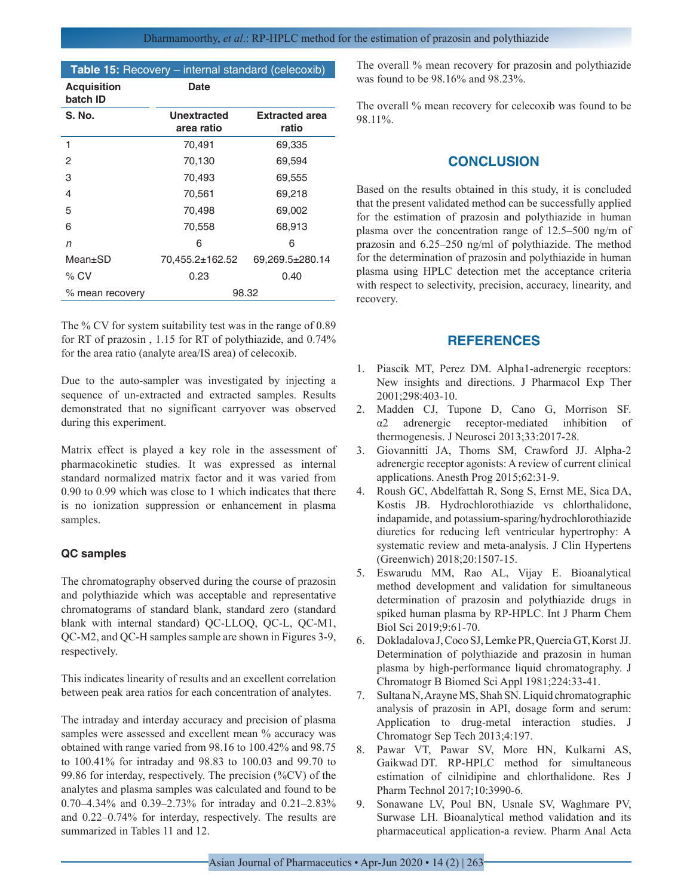**Table 15:** Recovery – internal standard (celecoxib)

| Acquisition batch ID | Date | |
|---|---|---|
| S. No. | Unextracted area ratio | Extracted area ratio |
| 1 | 70,491 | 69,335 |
| 2 | 70,130 | 69,594 |
| 3 | 70,493 | 69,555 |
| 4 | 70,561 | 69,218 |
| 5 | 70,498 | 69,002 |
| 6 | 70,558 | 68,913 |
| *n* | 6 | 6 |
| Mean±SD | 70,455.2±162.52 | 69,269.5±280.14 |
| % CV | 0.23 | 0.40 |
| % mean recovery | 98.32 | |

The % CV for system suitability test was in the range of 0.89 for RT of prazosin , 1.15 for RT of polythiazide, and 0.74% for the area ratio (analyte area/IS area) of celecoxib.

Due to the auto-sampler was investigated by injecting a sequence of un-extracted and extracted samples. Results demonstrated that no significant carryover was observed during this experiment.

Matrix effect is played a key role in the assessment of pharmacokinetic studies. It was expressed as internal standard normalized matrix factor and it was varied from 0.90 to 0.99 which was close to 1 which indicates that there is no ionization suppression or enhancement in plasma samples.

### QC samples

The chromatography observed during the course of prazosin and polythiazide which was acceptable and representative chromatograms of standard blank, standard zero (standard blank with internal standard) QC-LLOQ, QC-L, QC-M1, QC-M2, and QC-H samples sample are shown in Figures 3-9, respectively.

This indicates linearity of results and an excellent correlation between peak area ratios for each concentration of analytes.

The intraday and interday accuracy and precision of plasma samples were assessed and excellent mean % accuracy was obtained with range varied from 98.16 to 100.42% and 98.75 to 100.41% for intraday and 98.83 to 100.03 and 99.70 to 99.86 for interday, respectively. The precision (%CV) of the analytes and plasma samples was calculated and found to be 0.70–4.34% and 0.39–2.73% for intraday and 0.21–2.83% and 0.22–0.74% for interday, respectively. The results are summarized in Tables 11 and 12.

The overall % mean recovery for prazosin and polythiazide was found to be 98.16% and 98.23%.

The overall % mean recovery for celecoxib was found to be 98.11%.

## CONCLUSION

Based on the results obtained in this study, it is concluded that the present validated method can be successfully applied for the estimation of prazosin and polythiazide in human plasma over the concentration range of 12.5–500 ng/m of prazosin and 6.25–250 ng/ml of polythiazide. The method for the determination of prazosin and polythiazide in human plasma using HPLC detection met the acceptance criteria with respect to selectivity, precision, accuracy, linearity, and recovery.

## REFERENCES

1. Piascik MT, Perez DM. Alpha1-adrenergic receptors: New insights and directions. J Pharmacol Exp Ther 2001;298:403-10.
2. Madden CJ, Tupone D, Cano G, Morrison SF. α2 adrenergic receptor-mediated inhibition of thermogenesis. J Neurosci 2013;33:2017-28.
3. Giovannitti JA, Thoms SM, Crawford JJ. Alpha-2 adrenergic receptor agonists: A review of current clinical applications. Anesth Prog 2015;62:31-9.
4. Roush GC, Abdelfattah R, Song S, Ernst ME, Sica DA, Kostis JB. Hydrochlorothiazide vs chlorthalidone, indapamide, and potassium-sparing/hydrochlorothiazide diuretics for reducing left ventricular hypertrophy: A systematic review and meta-analysis. J Clin Hypertens (Greenwich) 2018;20:1507-15.
5. Eswarudu MM, Rao AL, Vijay E. Bioanalytical method development and validation for simultaneous determination of prazosin and polythiazide drugs in spiked human plasma by RP-HPLC. Int J Pharm Chem Biol Sci 2019;9:61-70.
6. Dokladalova J, Coco SJ, Lemke PR, Quercia GT, Korst JJ. Determination of polythiazide and prazosin in human plasma by high-performance liquid chromatography. J Chromatogr B Biomed Sci Appl 1981;224:33-41.
7. Sultana N, Arayne MS, Shah SN. Liquid chromatographic analysis of prazosin in API, dosage form and serum: Application to drug-metal interaction studies. J Chromatogr Sep Tech 2013;4:197.
8. Pawar VT, Pawar SV, More HN, Kulkarni AS, Gaikwad DT. RP-HPLC method for simultaneous estimation of cilnidipine and chlorthalidone. Res J Pharm Technol 2017;10:3990-6.
9. Sonawane LV, Poul BN, Usnale SV, Waghmare PV, Surwase LH. Bioanalytical method validation and its pharmaceutical application-a review. Pharm Anal Acta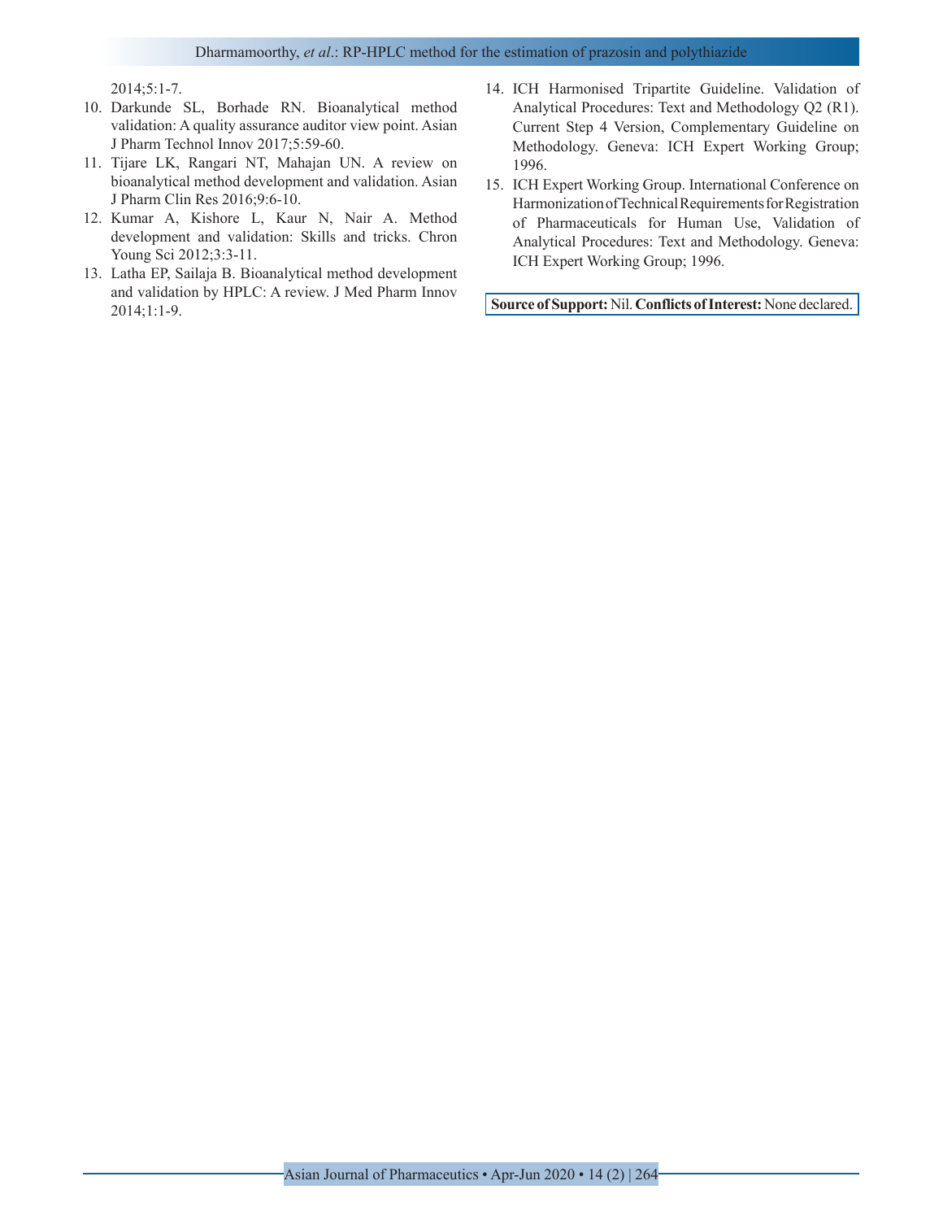2014;5:1-7.

10. Darkunde SL, Borhade RN. Bioanalytical method validation: A quality assurance auditor view point. Asian J Pharm Technol Innov 2017;5:59-60.
11. Tijare LK, Rangari NT, Mahajan UN. A review on bioanalytical method development and validation. Asian J Pharm Clin Res 2016;9:6-10.
12. Kumar A, Kishore L, Kaur N, Nair A. Method development and validation: Skills and tricks. Chron Young Sci 2012;3:3-11.
13. Latha EP, Sailaja B. Bioanalytical method development and validation by HPLC: A review. J Med Pharm Innov 2014;1:1-9.
14. ICH Harmonised Tripartite Guideline. Validation of Analytical Procedures: Text and Methodology Q2 (R1). Current Step 4 Version, Complementary Guideline on Methodology. Geneva: ICH Expert Working Group; 1996.
15. ICH Expert Working Group. International Conference on Harmonization of Technical Requirements for Registration of Pharmaceuticals for Human Use, Validation of Analytical Procedures: Text and Methodology. Geneva: ICH Expert Working Group; 1996.

**Source of Support:** Nil. **Conflicts of Interest:** None declared.